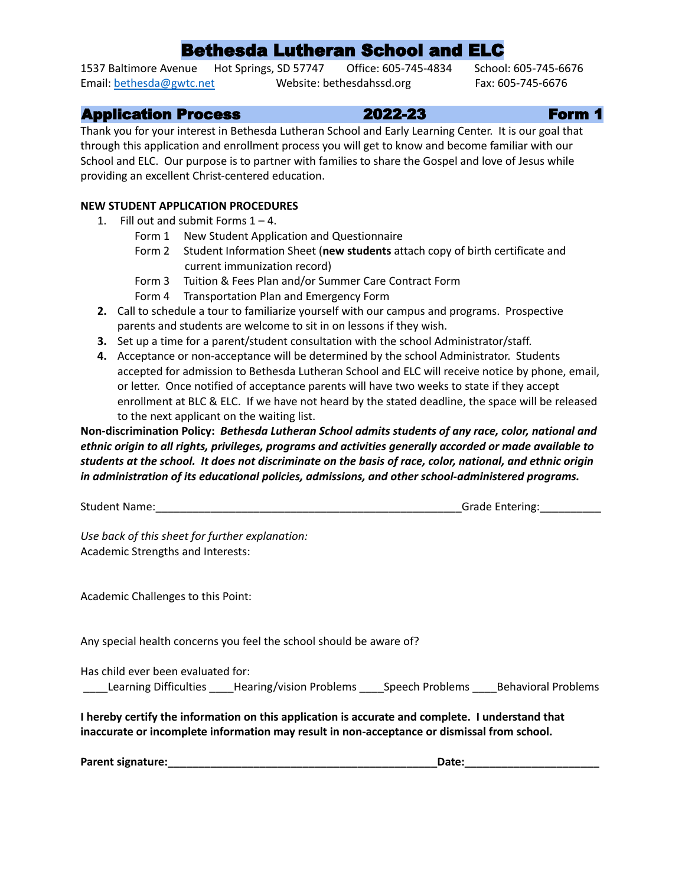# Bethesda Lutheran School and ELC

1537 Baltimore Avenue Hot Springs, SD 57747 Office: 605-745-4834 School: 605-745-6676
Email: bethesda@gwtc.net Website: bethesdahssd.org Fax: 605-745-6676

## Application Process 2022-23 Form 1

Thank you for your interest in Bethesda Lutheran School and Early Learning Center. It is our goal that through this application and enrollment process you will get to know and become familiar with our School and ELC. Our purpose is to partner with families to share the Gospel and love of Jesus while providing an excellent Christ-centered education.

**NEW STUDENT APPLICATION PROCEDURES**

1. Fill out and submit Forms 1 – 4.
   - Form 1 New Student Application and Questionnaire
   - Form 2 Student Information Sheet (**new students** attach copy of birth certificate and current immunization record)
   - Form 3 Tuition & Fees Plan and/or Summer Care Contract Form
   - Form 4 Transportation Plan and Emergency Form
2. Call to schedule a tour to familiarize yourself with our campus and programs. Prospective parents and students are welcome to sit in on lessons if they wish.
3. Set up a time for a parent/student consultation with the school Administrator/staff.
4. Acceptance or non-acceptance will be determined by the school Administrator. Students accepted for admission to Bethesda Lutheran School and ELC will receive notice by phone, email, or letter. Once notified of acceptance parents will have two weeks to state if they accept enrollment at BLC & ELC. If we have not heard by the stated deadline, the space will be released to the next applicant on the waiting list.

**Non-discrimination Policy:** ***Bethesda Lutheran School admits students of any race, color, national and ethnic origin to all rights, privileges, programs and activities generally accorded or made available to students at the school. It does not discriminate on the basis of race, color, national, and ethnic origin in administration of its educational policies, admissions, and other school-administered programs.***

Student Name:\_\_\_\_\_\_\_\_\_\_\_\_\_\_\_\_\_\_\_\_\_\_\_\_\_\_\_\_\_\_\_\_\_\_\_\_\_\_\_\_\_\_\_\_\_\_\_\_Grade Entering:\_\_\_\_\_\_\_\_\_\_

*Use back of this sheet for further explanation:*

Academic Strengths and Interests:

Academic Challenges to this Point:

Any special health concerns you feel the school should be aware of?

Has child ever been evaluated for:

\_\_\_\_Learning Difficulties \_\_\_\_Hearing/vision Problems \_\_\_\_Speech Problems \_\_\_\_Behavioral Problems

**I hereby certify the information on this application is accurate and complete. I understand that inaccurate or incomplete information may result in non-acceptance or dismissal from school.**

**Parent signature:\_\_\_\_\_\_\_\_\_\_\_\_\_\_\_\_\_\_\_\_\_\_\_\_\_\_\_\_\_\_\_\_\_\_\_\_\_\_\_\_\_\_\_\_Date:\_\_\_\_\_\_\_\_\_\_\_\_\_\_\_\_\_\_\_\_\_\_**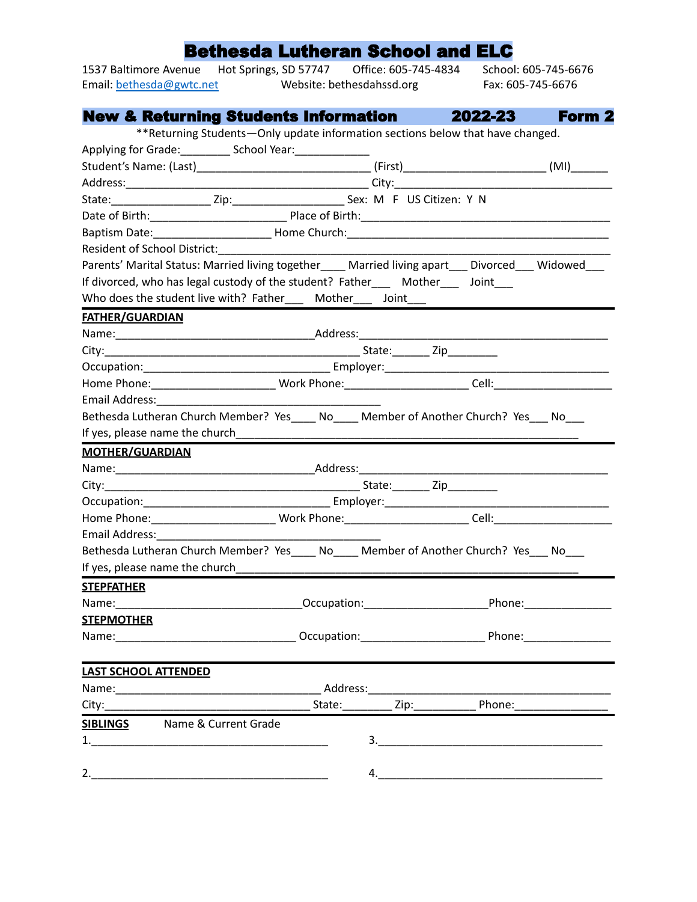# Bethesda Lutheran School and ELC

1537 Baltimore Avenue Hot Springs, SD 57747 Office: 605-745-4834 School: 605-745-6676
Email: bethesda@gwtc.net Website: bethesdahssd.org Fax: 605-745-6676

## New & Returning Students Information 2022-23 Form 2

**Returning Students—Only update information sections below that have changed.

Applying for Grade:________ School Year:____________

Student's Name: (Last)_____________________________ (First)________________________ (MI)______

Address:_______________________________________ City:____________________________________

State:________________ Zip:__________________ Sex: M F US Citizen: Y N

Date of Birth:______________________ Place of Birth:__________________________________________

Baptism Date:___________________ Home Church:_____________________________________________

Resident of School District:______________________________________________________________

Parents' Marital Status: Married living together____ Married living apart___ Divorced___ Widowed___

If divorced, who has legal custody of the student? Father___ Mother___ Joint___

Who does the student live with? Father___ Mother___ Joint___

**FATHER/GUARDIAN**

Name:__________________________________Address:___________________________________________

City:____________________________________________ State:______ Zip________

Occupation:________________________________ Employer:_______________________________________

Home Phone:____________________ Work Phone:___________________ Cell:___________________

Email Address:______________________________________

Bethesda Lutheran Church Member? Yes____ No____ Member of Another Church? Yes___ No___

If yes, please name the church__________________________________________________________

**MOTHER/GUARDIAN**

Name:__________________________________Address:___________________________________________

City:____________________________________________ State:______ Zip________

Occupation:________________________________ Employer:_______________________________________

Home Phone:____________________ Work Phone:___________________ Cell:___________________

Email Address:______________________________________

Bethesda Lutheran Church Member? Yes____ No____ Member of Another Church? Yes___ No___

If yes, please name the church__________________________________________________________

**STEPFATHER**

Name:______________________________Occupation:___________________Phone:______________

**STEPMOTHER**

Name:______________________________ Occupation:___________________ Phone:______________

**LAST SCHOOL ATTENDED**

Name:___________________________________ Address:_____________________________________

City:__________________________________ State:________ Zip:__________ Phone:_______________

**SIBLINGS** Name & Current Grade

1.______________________________________ 3.____________________________________

2.______________________________________ 4.____________________________________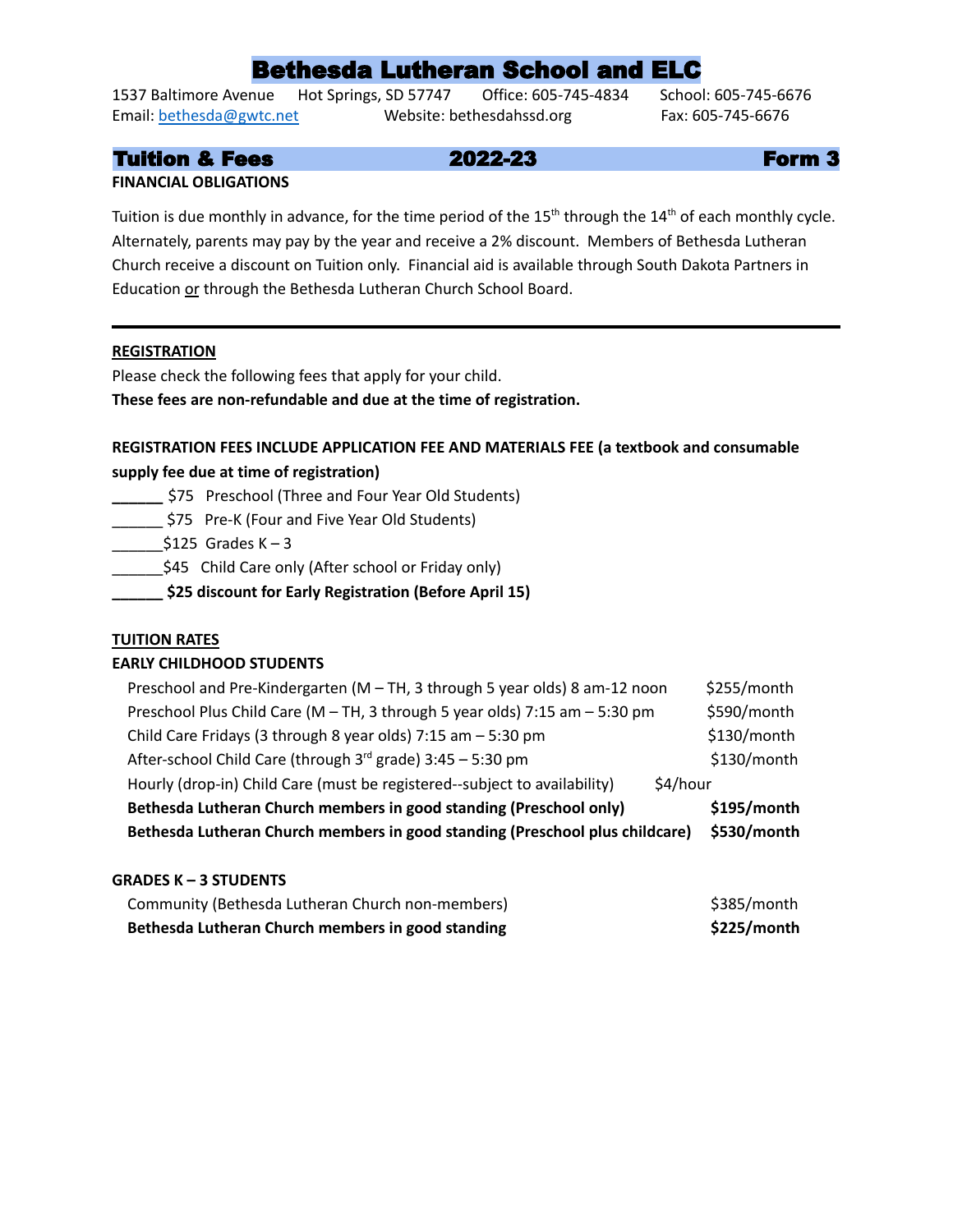# Bethesda Lutheran School and ELC

1537 Baltimore Avenue Hot Springs, SD 57747 Office: 605-745-4834 School: 605-745-6676
Email: bethesda@gwtc.net Website: bethesdahssd.org Fax: 605-745-6676

## Tuition & Fees 2022-23 Form 3

**FINANCIAL OBLIGATIONS**

Tuition is due monthly in advance, for the time period of the 15th through the 14th of each monthly cycle. Alternately, parents may pay by the year and receive a 2% discount. Members of Bethesda Lutheran Church receive a discount on Tuition only. Financial aid is available through South Dakota Partners in Education or through the Bethesda Lutheran Church School Board.

---

**REGISTRATION**

Please check the following fees that apply for your child.

**These fees are non-refundable and due at the time of registration.**

**REGISTRATION FEES INCLUDE APPLICATION FEE AND MATERIALS FEE (a textbook and consumable supply fee due at time of registration)**

______ $75 Preschool (Three and Four Year Old Students)
______ $75 Pre-K (Four and Five Year Old Students)
______ $125 Grades K – 3
______ $45 Child Care only (After school or Friday only)
**______ $25 discount for Early Registration (Before April 15)**

**TUITION RATES**

**EARLY CHILDHOOD STUDENTS**

| | |
|---|---|
| Preschool and Pre-Kindergarten (M – TH, 3 through 5 year olds) 8 am-12 noon | $255/month |
| Preschool Plus Child Care (M – TH, 3 through 5 year olds) 7:15 am – 5:30 pm | $590/month |
| Child Care Fridays (3 through 8 year olds) 7:15 am – 5:30 pm | $130/month |
| After-school Child Care (through 3rd grade) 3:45 – 5:30 pm | $130/month |
| Hourly (drop-in) Child Care (must be registered--subject to availability) | $4/hour |
| **Bethesda Lutheran Church members in good standing (Preschool only)** | **$195/month** |
| **Bethesda Lutheran Church members in good standing (Preschool plus childcare)** | **$530/month** |

**GRADES K – 3 STUDENTS**

| | |
|---|---|
| Community (Bethesda Lutheran Church non-members) | $385/month |
| **Bethesda Lutheran Church members in good standing** | **$225/month** |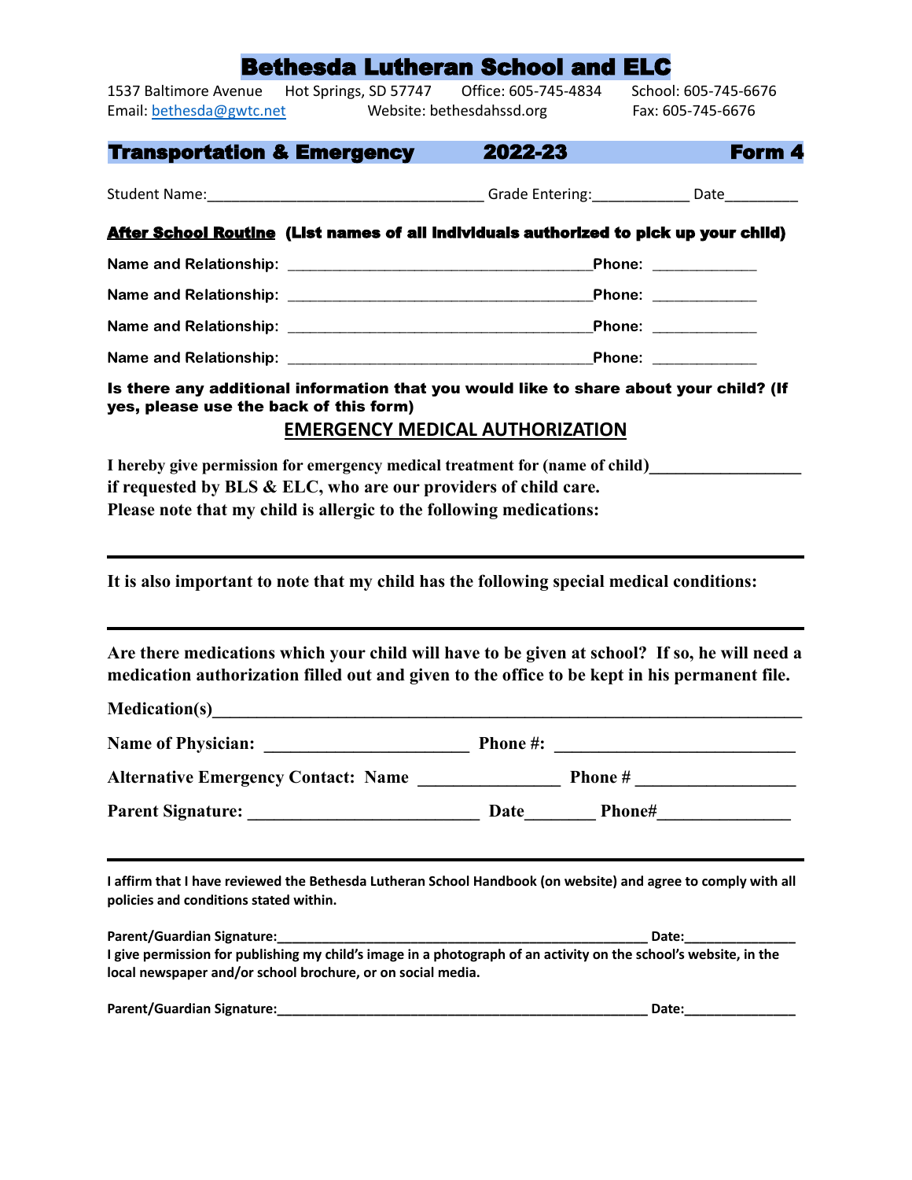# Bethesda Lutheran School and ELC

1537 Baltimore Avenue Hot Springs, SD 57747 Office: 605-745-4834 School: 605-745-6676
Email: bethesda@gwtc.net Website: bethesdahssd.org Fax: 605-745-6676

## Transportation & Emergency 2022-23 Form 4

Student Name:__________________________________ Grade Entering:____________ Date_________

**After School Routine (List names of all individuals authorized to pick up your child)**

**Name and Relationship:** _____________________________________**Phone:** ____________

**Name and Relationship:** _____________________________________**Phone:** ____________

**Name and Relationship:** _____________________________________**Phone:** ____________

**Name and Relationship:** _____________________________________**Phone:** ____________

**Is there any additional information that you would like to share about your child? (If yes, please use the back of this form)**

## EMERGENCY MEDICAL AUTHORIZATION

**I hereby give permission for emergency medical treatment for (name of child)_________________ if requested by BLS & ELC, who are our providers of child care.**
**Please note that my child is allergic to the following medications:**

---

**It is also important to note that my child has the following special medical conditions:**

---

**Are there medications which your child will have to be given at school? If so, he will need a medication authorization filled out and given to the office to be kept in his permanent file.**

**Medication(s)**_________________________________________________________________

**Name of Physician:** ______________________ **Phone #:** ___________________________

**Alternative Emergency Contact: Name** _______________ **Phone #** _________________

**Parent Signature:** _________________________ **Date**________ **Phone#**_______________

---

**I affirm that I have reviewed the Bethesda Lutheran School Handbook (on website) and agree to comply with all policies and conditions stated within.**

**Parent/Guardian Signature:**__________________________________________________ **Date:**_______________

**I give permission for publishing my child's image in a photograph of an activity on the school's website, in the local newspaper and/or school brochure, or on social media.**

**Parent/Guardian Signature:**__________________________________________________ **Date:**_______________